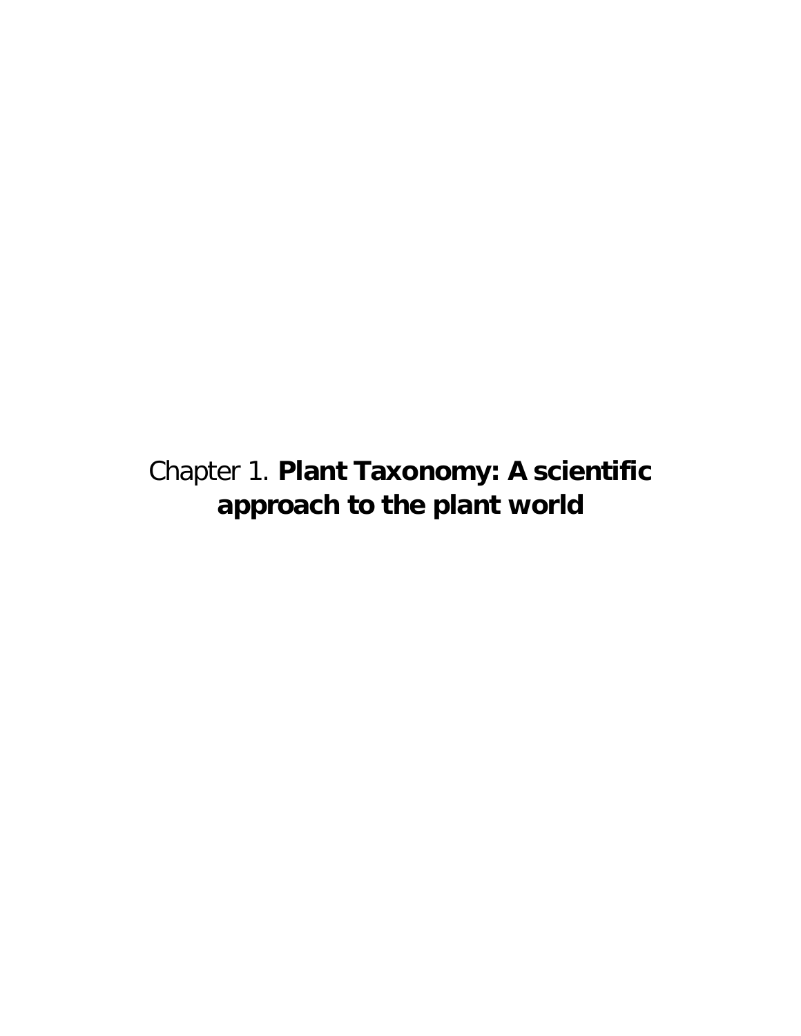# Chapter 1. **Plant Taxonomy: A scientific approach to the plant world**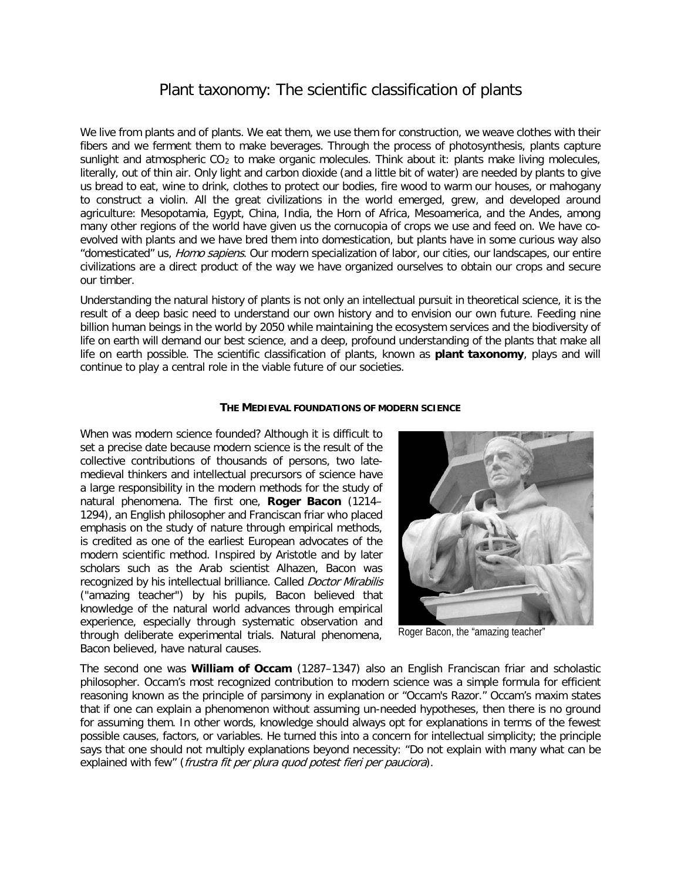# Plant taxonomy: The scientific classification of plants

We live from plants and of plants. We eat them, we use them for construction, we weave clothes with their fibers and we ferment them to make beverages. Through the process of photosynthesis, plants capture sunlight and atmospheric $CO_2$ to make organic molecules. Think about it: plants make living molecules, literally, out of thin air. Only light and carbon dioxide (and a little bit of water) are needed by plants to give us bread to eat, wine to drink, clothes to protect our bodies, fire wood to warm our houses, or mahogany to construct a violin. All the great civilizations in the world emerged, grew, and developed around agriculture: Mesopotamia, Egypt, China, India, the Horn of Africa, Mesoamerica, and the Andes, among many other regions of the world have given us the cornucopia of crops we use and feed on. We have co-evolved with plants and we have bred them into domestication, but plants have in some curious way also "domesticated" us, *Homo sapiens*. Our modern specialization of labor, our cities, our landscapes, our entire civilizations are a direct product of the way we have organized ourselves to obtain our crops and secure our timber.

Understanding the natural history of plants is not only an intellectual pursuit in theoretical science, it is the result of a deep basic need to understand our own history and to envision our own future. Feeding nine billion human beings in the world by 2050 while maintaining the ecosystem services and the biodiversity of life on earth will demand our best science, and a deep, profound understanding of the plants that make all life on earth possible. The scientific classification of plants, known as **plant taxonomy**, plays and will continue to play a central role in the viable future of our societies.

## THE MEDIEVAL FOUNDATIONS OF MODERN SCIENCE

When was modern science founded? Although it is difficult to set a precise date because modern science is the result of the collective contributions of thousands of persons, two late-medieval thinkers and intellectual precursors of science have a large responsibility in the modern methods for the study of natural phenomena. The first one, **Roger Bacon** (1214–1294), an English philosopher and Franciscan friar who placed emphasis on the study of nature through empirical methods, is credited as one of the earliest European advocates of the modern scientific method. Inspired by Aristotle and by later scholars such as the Arab scientist Alhazen, Bacon was recognized by his intellectual brilliance. Called *Doctor Mirabilis* ("amazing teacher") by his pupils, Bacon believed that knowledge of the natural world advances through empirical experience, especially through systematic observation and through deliberate experimental trials. Natural phenomena, Bacon believed, have natural causes.

Roger Bacon, the "amazing teacher"

The second one was **William of Occam** (1287–1347) also an English Franciscan friar and scholastic philosopher. Occam's most recognized contribution to modern science was a simple formula for efficient reasoning known as the principle of parsimony in explanation or "Occam's Razor." Occam's maxim states that if one can explain a phenomenon without assuming un-needed hypotheses, then there is no ground for assuming them. In other words, knowledge should always opt for explanations in terms of the fewest possible causes, factors, or variables. He turned this into a concern for intellectual simplicity; the principle says that one should not multiply explanations beyond necessity: "Do not explain with many what can be explained with few" (*frustra fit per plura quod potest fieri per pauciora*).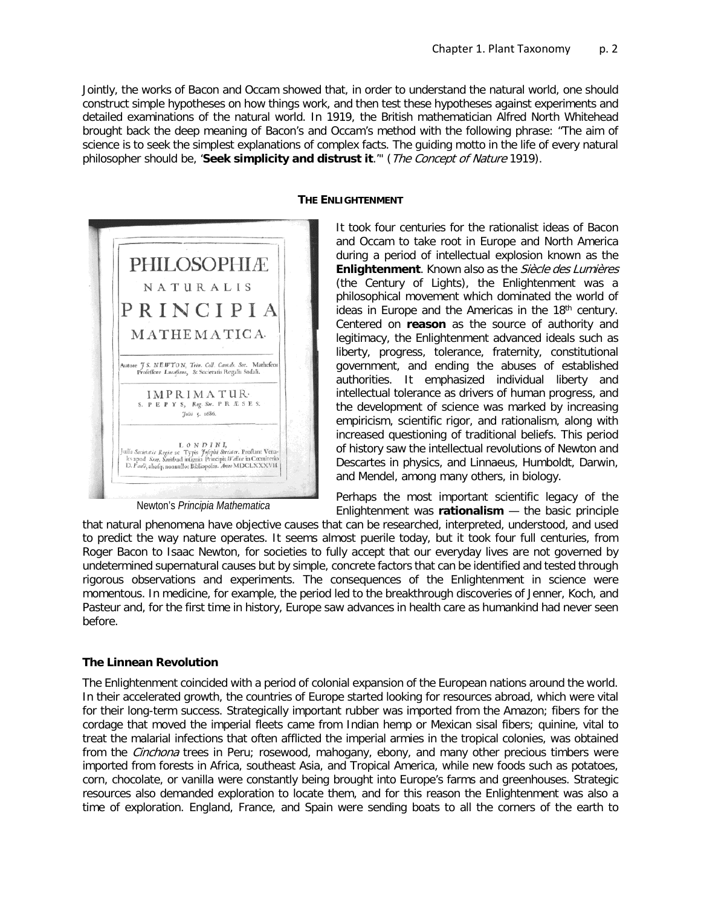Jointly, the works of Bacon and Occam showed that, in order to understand the natural world, one should construct simple hypotheses on how things work, and then test these hypotheses against experiments and detailed examinations of the natural world. In 1919, the British mathematician Alfred North Whitehead brought back the deep meaning of Bacon's and Occam's method with the following phrase: "The aim of science is to seek the simplest explanations of complex facts. The guiding motto in the life of every natural philosopher should be, '**Seek simplicity and distrust it**.'" (*The Concept of Nature* 1919).

## THE ENLIGHTENMENT

It took four centuries for the rationalist ideas of Bacon and Occam to take root in Europe and North America during a period of intellectual explosion known as the **Enlightenment**. Known also as the *Siècle des Lumières* (the Century of Lights), the Enlightenment was a philosophical movement which dominated the world of ideas in Europe and the Americas in the 18th century. Centered on **reason** as the source of authority and legitimacy, the Enlightenment advanced ideals such as liberty, progress, tolerance, fraternity, constitutional government, and ending the abuses of established authorities. It emphasized individual liberty and intellectual tolerance as drivers of human progress, and the development of science was marked by increasing empiricism, scientific rigor, and rationalism, along with increased questioning of traditional beliefs. This period of history saw the intellectual revolutions of Newton and Descartes in physics, and Linnaeus, Humboldt, Darwin, and Mendel, among many others, in biology.

Newton's *Principia Mathematica*

Perhaps the most important scientific legacy of the Enlightenment was **rationalism** — the basic principle that natural phenomena have objective causes that can be researched, interpreted, understood, and used to predict the way nature operates. It seems almost puerile today, but it took four full centuries, from Roger Bacon to Isaac Newton, for societies to fully accept that our everyday lives are not governed by undetermined supernatural causes but by simple, concrete factors that can be identified and tested through rigorous observations and experiments. The consequences of the Enlightenment in science were momentous. In medicine, for example, the period led to the breakthrough discoveries of Jenner, Koch, and Pasteur and, for the first time in history, Europe saw advances in health care as humankind had never seen before.

### The Linnean Revolution

The Enlightenment coincided with a period of colonial expansion of the European nations around the world. In their accelerated growth, the countries of Europe started looking for resources abroad, which were vital for their long-term success. Strategically important rubber was imported from the Amazon; fibers for the cordage that moved the imperial fleets came from Indian hemp or Mexican sisal fibers; quinine, vital to treat the malarial infections that often afflicted the imperial armies in the tropical colonies, was obtained from the *Cinchona* trees in Peru; rosewood, mahogany, ebony, and many other precious timbers were imported from forests in Africa, southeast Asia, and Tropical America, while new foods such as potatoes, corn, chocolate, or vanilla were constantly being brought into Europe's farms and greenhouses. Strategic resources also demanded exploration to locate them, and for this reason the Enlightenment was also a time of exploration. England, France, and Spain were sending boats to all the corners of the earth to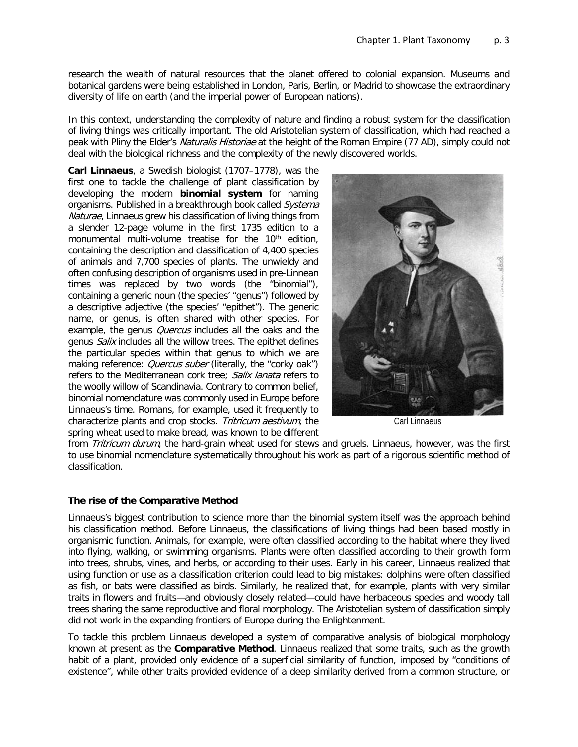research the wealth of natural resources that the planet offered to colonial expansion. Museums and botanical gardens were being established in London, Paris, Berlin, or Madrid to showcase the extraordinary diversity of life on earth (and the imperial power of European nations).

In this context, understanding the complexity of nature and finding a robust system for the classification of living things was critically important. The old Aristotelian system of classification, which had reached a peak with Pliny the Elder's *Naturalis Historiae* at the height of the Roman Empire (77 AD), simply could not deal with the biological richness and the complexity of the newly discovered worlds.

**Carl Linnaeus**, a Swedish biologist (1707–1778), was the first one to tackle the challenge of plant classification by developing the modern **binomial system** for naming organisms. Published in a breakthrough book called *Systema Naturae*, Linnaeus grew his classification of living things from a slender 12-page volume in the first 1735 edition to a monumental multi-volume treatise for the 10th edition, containing the description and classification of 4,400 species of animals and 7,700 species of plants. The unwieldy and often confusing description of organisms used in pre-Linnean times was replaced by two words (the "binomial"), containing a generic noun (the species' "genus") followed by a descriptive adjective (the species' "epithet"). The generic name, or genus, is often shared with other species. For example, the genus *Quercus* includes all the oaks and the genus *Salix* includes all the willow trees. The epithet defines the particular species within that genus to which we are making reference: *Quercus suber* (literally, the "corky oak") refers to the Mediterranean cork tree; *Salix lanata* refers to the woolly willow of Scandinavia. Contrary to common belief, binomial nomenclature was commonly used in Europe before Linnaeus's time. Romans, for example, used it frequently to characterize plants and crop stocks. *Tritricum aestivum*, the spring wheat used to make bread, was known to be different from *Tritricum durum*, the hard-grain wheat used for stews and gruels. Linnaeus, however, was the first to use binomial nomenclature systematically throughout his work as part of a rigorous scientific method of classification.

Carl Linnaeus

### The rise of the Comparative Method

Linnaeus's biggest contribution to science more than the binomial system itself was the approach behind his classification method. Before Linnaeus, the classifications of living things had been based mostly in organismic function. Animals, for example, were often classified according to the habitat where they lived into flying, walking, or swimming organisms. Plants were often classified according to their growth form into trees, shrubs, vines, and herbs, or according to their uses. Early in his career, Linnaeus realized that using function or use as a classification criterion could lead to big mistakes: dolphins were often classified as fish, or bats were classified as birds. Similarly, he realized that, for example, plants with very similar traits in flowers and fruits—and obviously closely related—could have herbaceous species and woody tall trees sharing the same reproductive and floral morphology. The Aristotelian system of classification simply did not work in the expanding frontiers of Europe during the Enlightenment.

To tackle this problem Linnaeus developed a system of comparative analysis of biological morphology known at present as the **Comparative Method**. Linnaeus realized that some traits, such as the growth habit of a plant, provided only evidence of a superficial similarity of function, imposed by "conditions of existence", while other traits provided evidence of a deep similarity derived from a common structure, or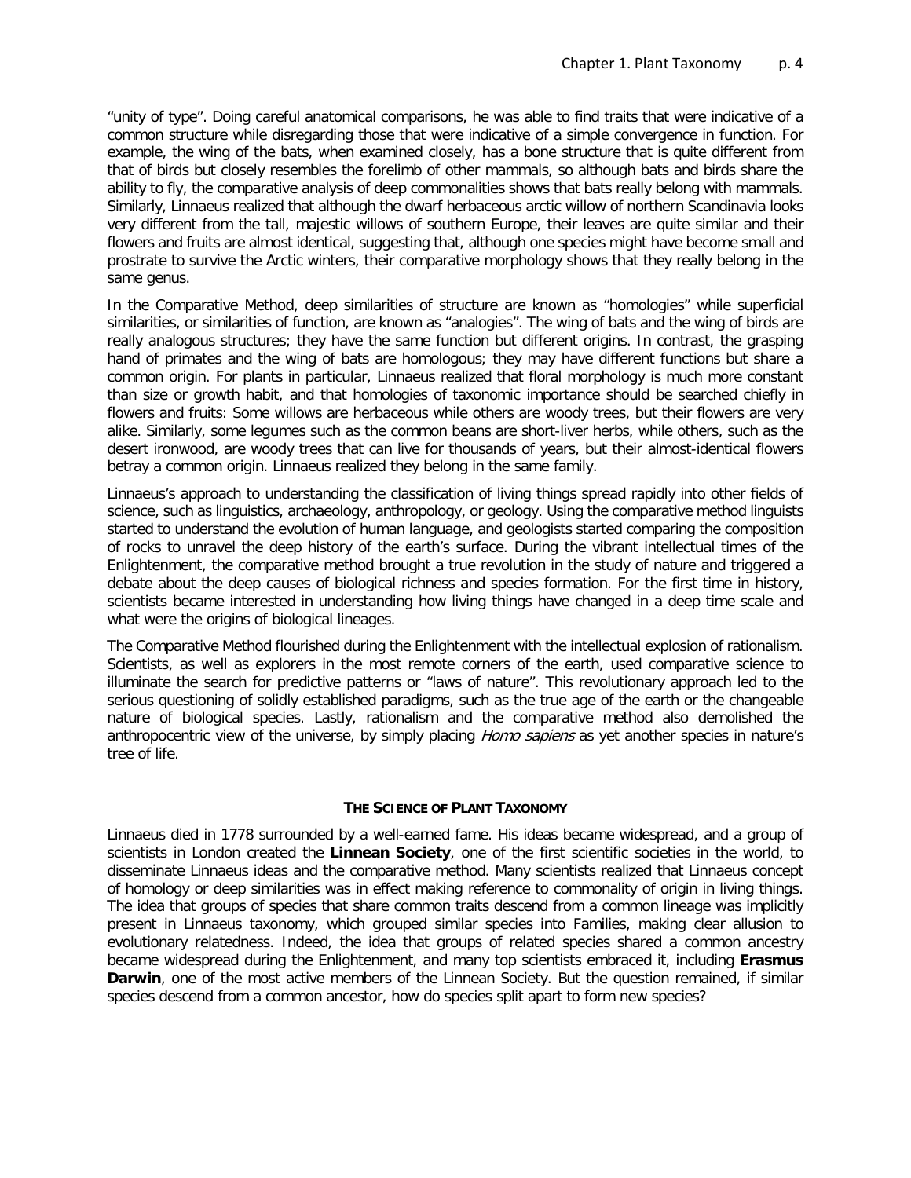"unity of type". Doing careful anatomical comparisons, he was able to find traits that were indicative of a common structure while disregarding those that were indicative of a simple convergence in function. For example, the wing of the bats, when examined closely, has a bone structure that is quite different from that of birds but closely resembles the forelimb of other mammals, so although bats and birds share the ability to fly, the comparative analysis of deep commonalities shows that bats really belong with mammals. Similarly, Linnaeus realized that although the dwarf herbaceous arctic willow of northern Scandinavia looks very different from the tall, majestic willows of southern Europe, their leaves are quite similar and their flowers and fruits are almost identical, suggesting that, although one species might have become small and prostrate to survive the Arctic winters, their comparative morphology shows that they really belong in the same genus.

In the Comparative Method, deep similarities of structure are known as "homologies" while superficial similarities, or similarities of function, are known as "analogies". The wing of bats and the wing of birds are really analogous structures; they have the same function but different origins. In contrast, the grasping hand of primates and the wing of bats are homologous; they may have different functions but share a common origin. For plants in particular, Linnaeus realized that floral morphology is much more constant than size or growth habit, and that homologies of taxonomic importance should be searched chiefly in flowers and fruits: Some willows are herbaceous while others are woody trees, but their flowers are very alike. Similarly, some legumes such as the common beans are short-liver herbs, while others, such as the desert ironwood, are woody trees that can live for thousands of years, but their almost-identical flowers betray a common origin. Linnaeus realized they belong in the same family.

Linnaeus's approach to understanding the classification of living things spread rapidly into other fields of science, such as linguistics, archaeology, anthropology, or geology. Using the comparative method linguists started to understand the evolution of human language, and geologists started comparing the composition of rocks to unravel the deep history of the earth's surface. During the vibrant intellectual times of the Enlightenment, the comparative method brought a true revolution in the study of nature and triggered a debate about the deep causes of biological richness and species formation. For the first time in history, scientists became interested in understanding how living things have changed in a deep time scale and what were the origins of biological lineages.

The Comparative Method flourished during the Enlightenment with the intellectual explosion of rationalism. Scientists, as well as explorers in the most remote corners of the earth, used comparative science to illuminate the search for predictive patterns or "laws of nature". This revolutionary approach led to the serious questioning of solidly established paradigms, such as the true age of the earth or the changeable nature of biological species. Lastly, rationalism and the comparative method also demolished the anthropocentric view of the universe, by simply placing *Homo sapiens* as yet another species in nature's tree of life.

## The Science of Plant Taxonomy

Linnaeus died in 1778 surrounded by a well-earned fame. His ideas became widespread, and a group of scientists in London created the **Linnean Society**, one of the first scientific societies in the world, to disseminate Linnaeus ideas and the comparative method. Many scientists realized that Linnaeus concept of homology or deep similarities was in effect making reference to commonality of origin in living things. The idea that groups of species that share common traits descend from a common lineage was implicitly present in Linnaeus taxonomy, which grouped similar species into Families, making clear allusion to evolutionary relatedness. Indeed, the idea that groups of related species shared a common ancestry became widespread during the Enlightenment, and many top scientists embraced it, including **Erasmus Darwin**, one of the most active members of the Linnean Society. But the question remained, if similar species descend from a common ancestor, how do species split apart to form new species?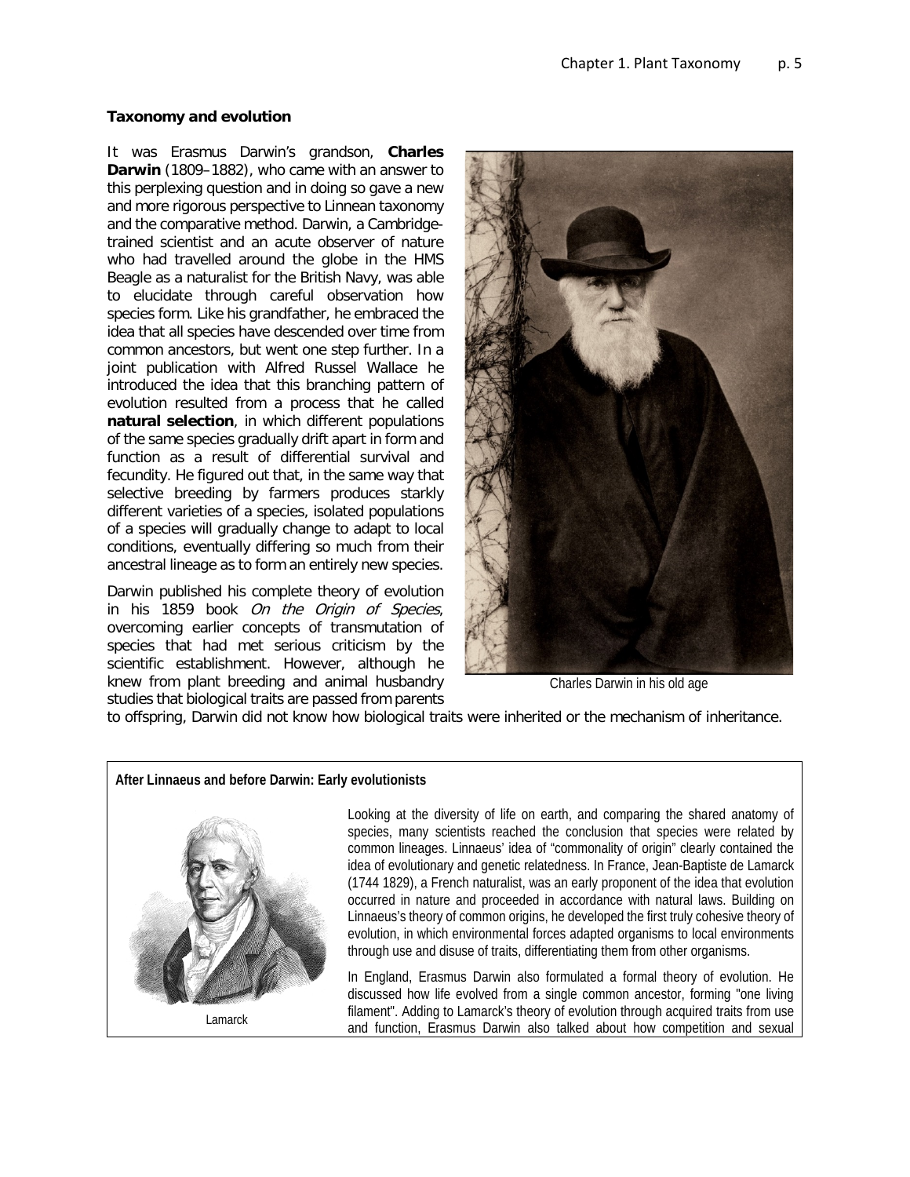**Taxonomy and evolution**

It was Erasmus Darwin's grandson, **Charles Darwin** (1809–1882), who came with an answer to this perplexing question and in doing so gave a new and more rigorous perspective to Linnean taxonomy and the comparative method. Darwin, a Cambridge-trained scientist and an acute observer of nature who had travelled around the globe in the HMS Beagle as a naturalist for the British Navy, was able to elucidate through careful observation how species form. Like his grandfather, he embraced the idea that all species have descended over time from common ancestors, but went one step further. In a joint publication with Alfred Russel Wallace he introduced the idea that this branching pattern of evolution resulted from a process that he called **natural selection**, in which different populations of the same species gradually drift apart in form and function as a result of differential survival and fecundity. He figured out that, in the same way that selective breeding by farmers produces starkly different varieties of a species, isolated populations of a species will gradually change to adapt to local conditions, eventually differing so much from their ancestral lineage as to form an entirely new species.

Charles Darwin in his old age

Darwin published his complete theory of evolution in his 1859 book *On the Origin of Species*, overcoming earlier concepts of transmutation of species that had met serious criticism by the scientific establishment. However, although he knew from plant breeding and animal husbandry studies that biological traits are passed from parents to offspring, Darwin did not know how biological traits were inherited or the mechanism of inheritance.

**After Linnaeus and before Darwin: Early evolutionists**

Lamarck

Looking at the diversity of life on earth, and comparing the shared anatomy of species, many scientists reached the conclusion that species were related by common lineages. Linnaeus' idea of "commonality of origin" clearly contained the idea of evolutionary and genetic relatedness. In France, Jean-Baptiste de Lamarck (1744 1829), a French naturalist, was an early proponent of the idea that evolution occurred in nature and proceeded in accordance with natural laws. Building on Linnaeus's theory of common origins, he developed the first truly cohesive theory of evolution, in which environmental forces adapted organisms to local environments through use and disuse of traits, differentiating them from other organisms.

In England, Erasmus Darwin also formulated a formal theory of evolution. He discussed how life evolved from a single common ancestor, forming "one living filament". Adding to Lamarck's theory of evolution through acquired traits from use and function, Erasmus Darwin also talked about how competition and sexual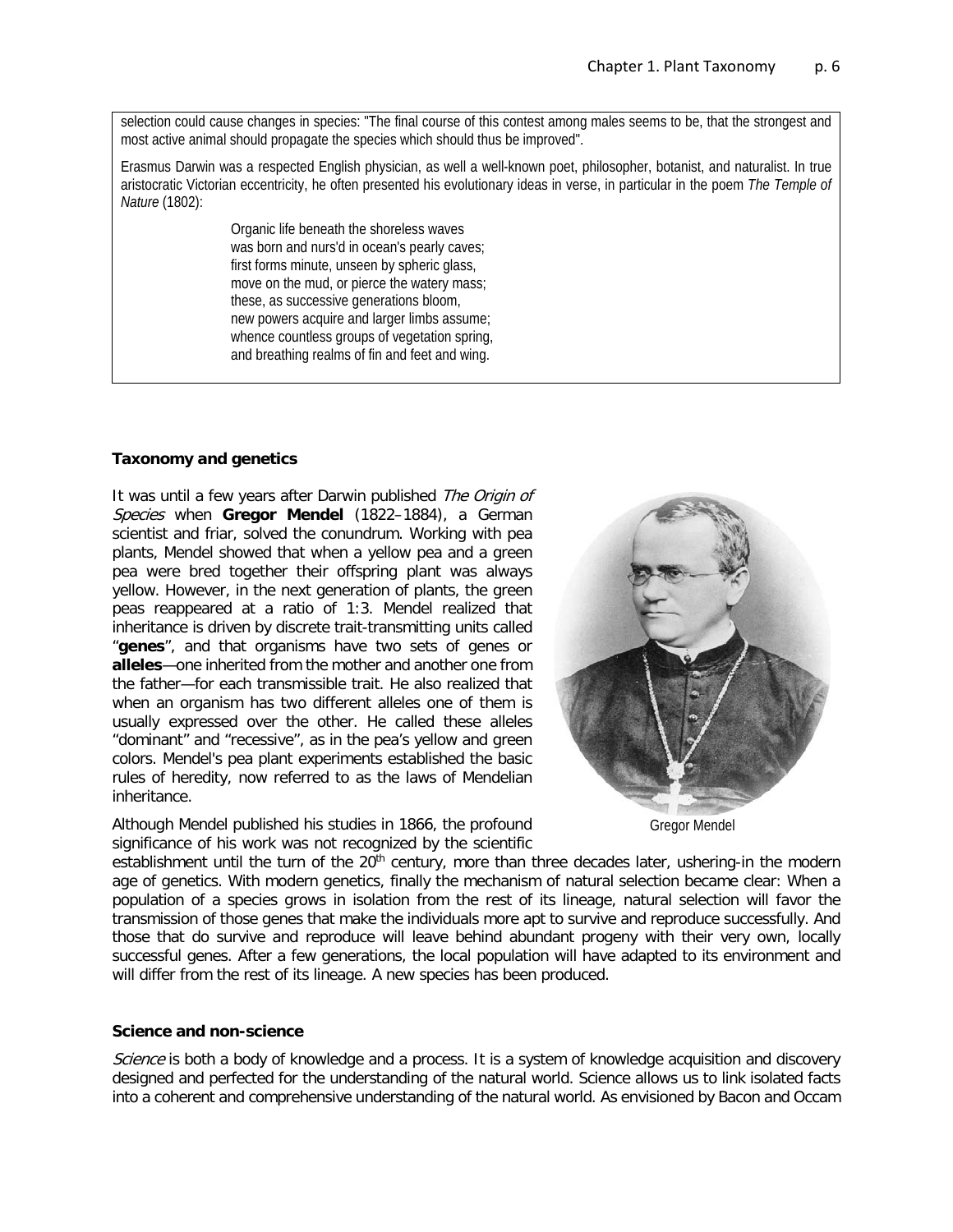selection could cause changes in species: "The final course of this contest among males seems to be, that the strongest and most active animal should propagate the species which should thus be improved".

Erasmus Darwin was a respected English physician, as well a well-known poet, philosopher, botanist, and naturalist. In true aristocratic Victorian eccentricity, he often presented his evolutionary ideas in verse, in particular in the poem *The Temple of Nature* (1802):

> Organic life beneath the shoreless waves
> was born and nurs'd in ocean's pearly caves;
> first forms minute, unseen by spheric glass,
> move on the mud, or pierce the watery mass;
> these, as successive generations bloom,
> new powers acquire and larger limbs assume;
> whence countless groups of vegetation spring,
> and breathing realms of fin and feet and wing.

### Taxonomy and genetics

It was until a few years after Darwin published *The Origin of Species* when **Gregor Mendel** (1822–1884), a German scientist and friar, solved the conundrum. Working with pea plants, Mendel showed that when a yellow pea and a green pea were bred together their offspring plant was always yellow. However, in the next generation of plants, the green peas reappeared at a ratio of 1:3. Mendel realized that inheritance is driven by discrete trait-transmitting units called "**genes**", and that organisms have two sets of genes or **alleles**—one inherited from the mother and another one from the father—for each transmissible trait. He also realized that when an organism has two different alleles one of them is usually expressed over the other. He called these alleles "dominant" and "recessive", as in the pea's yellow and green colors. Mendel's pea plant experiments established the basic rules of heredity, now referred to as the laws of Mendelian inheritance.

Gregor Mendel

Although Mendel published his studies in 1866, the profound significance of his work was not recognized by the scientific establishment until the turn of the 20th century, more than three decades later, ushering-in the modern age of genetics. With modern genetics, finally the mechanism of natural selection became clear: When a population of a species grows in isolation from the rest of its lineage, natural selection will favor the transmission of those genes that make the individuals more apt to survive and reproduce successfully. And those that do survive and reproduce will leave behind abundant progeny with their very own, locally successful genes. After a few generations, the local population will have adapted to its environment and will differ from the rest of its lineage. A new species has been produced.

### Science and non-science

*Science* is both a body of knowledge and a process. It is a system of knowledge acquisition and discovery designed and perfected for the understanding of the natural world. Science allows us to link isolated facts into a coherent and comprehensive understanding of the natural world. As envisioned by Bacon and Occam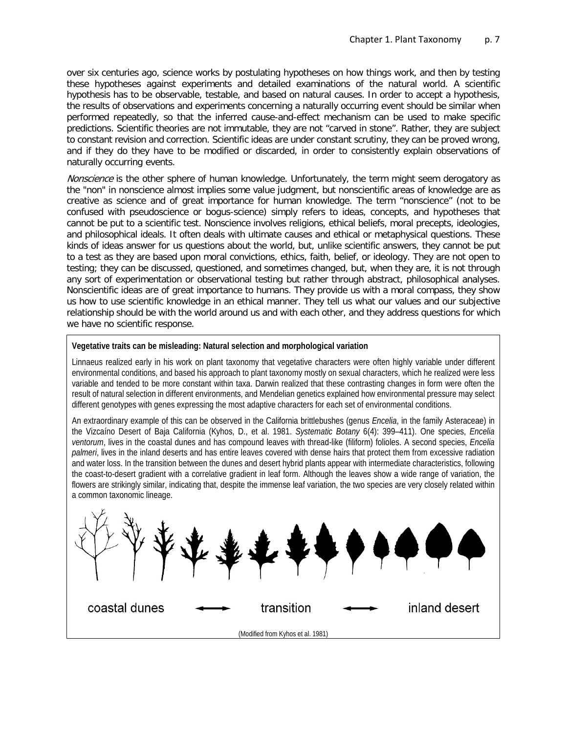over six centuries ago, science works by postulating hypotheses on how things work, and then by testing these hypotheses against experiments and detailed examinations of the natural world. A scientific hypothesis has to be observable, testable, and based on natural causes. In order to accept a hypothesis, the results of observations and experiments concerning a naturally occurring event should be similar when performed repeatedly, so that the inferred cause-and-effect mechanism can be used to make specific predictions. Scientific theories are not immutable, they are not "carved in stone". Rather, they are subject to constant revision and correction. Scientific ideas are under constant scrutiny, they can be proved wrong, and if they do they have to be modified or discarded, in order to consistently explain observations of naturally occurring events.

*Nonscience* is the other sphere of human knowledge. Unfortunately, the term might seem derogatory as the "non" in nonscience almost implies some value judgment, but nonscientific areas of knowledge are as creative as science and of great importance for human knowledge. The term "nonscience" (not to be confused with pseudoscience or bogus-science) simply refers to ideas, concepts, and hypotheses that cannot be put to a scientific test. Nonscience involves religions, ethical beliefs, moral precepts, ideologies, and philosophical ideals. It often deals with ultimate causes and ethical or metaphysical questions. These kinds of ideas answer for us questions about the world, but, unlike scientific answers, they cannot be put to a test as they are based upon moral convictions, ethics, faith, belief, or ideology. They are not open to testing; they can be discussed, questioned, and sometimes changed, but, when they are, it is not through any sort of experimentation or observational testing but rather through abstract, philosophical analyses. Nonscientific ideas are of great importance to humans. They provide us with a moral compass, they show us how to use scientific knowledge in an ethical manner. They tell us what our values and our subjective relationship should be with the world around us and with each other, and they address questions for which we have no scientific response.

**Vegetative traits can be misleading: Natural selection and morphological variation**

Linnaeus realized early in his work on plant taxonomy that vegetative characters were often highly variable under different environmental conditions, and based his approach to plant taxonomy mostly on sexual characters, which he realized were less variable and tended to be more constant within taxa. Darwin realized that these contrasting changes in form were often the result of natural selection in different environments, and Mendelian genetics explained how environmental pressure may select different genotypes with genes expressing the most adaptive characters for each set of environmental conditions.

An extraordinary example of this can be observed in the California brittlebushes (genus *Encelia*, in the family Asteraceae) in the Vizcaíno Desert of Baja California (Kyhos, D., et al. 1981. *Systematic Botany* 6(4): 399–411). One species, *Encelia ventorum*, lives in the coastal dunes and has compound leaves with thread-like (filiform) folioles. A second species, *Encelia palmeri*, lives in the inland deserts and has entire leaves covered with dense hairs that protect them from excessive radiation and water loss. In the transition between the dunes and desert hybrid plants appear with intermediate characteristics, following the coast-to-desert gradient with a correlative gradient in leaf form. Although the leaves show a wide range of variation, the flowers are strikingly similar, indicating that, despite the immense leaf variation, the two species are very closely related within a common taxonomic lineage.

coastal dunes ⟷ transition ⟷ inland desert

(Modified from Kyhos et al. 1981)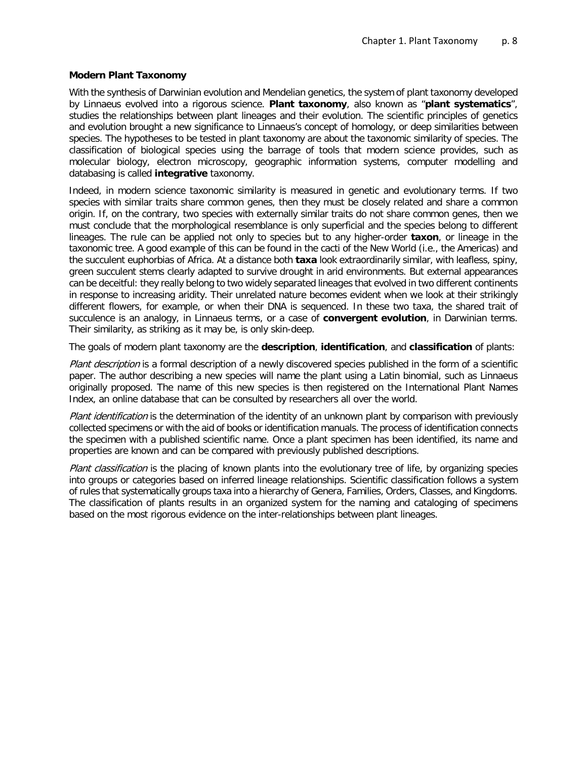### Modern Plant Taxonomy

With the synthesis of Darwinian evolution and Mendelian genetics, the system of plant taxonomy developed by Linnaeus evolved into a rigorous science. **Plant taxonomy**, also known as "**plant systematics**", studies the relationships between plant lineages and their evolution. The scientific principles of genetics and evolution brought a new significance to Linnaeus's concept of homology, or deep similarities between species. The hypotheses to be tested in plant taxonomy are about the taxonomic similarity of species. The classification of biological species using the barrage of tools that modern science provides, such as molecular biology, electron microscopy, geographic information systems, computer modelling and databasing is called **integrative** taxonomy.

Indeed, in modern science taxonomic similarity is measured in genetic and evolutionary terms. If two species with similar traits share common genes, then they must be closely related and share a common origin. If, on the contrary, two species with externally similar traits do not share common genes, then we must conclude that the morphological resemblance is only superficial and the species belong to different lineages. The rule can be applied not only to species but to any higher-order **taxon**, or lineage in the taxonomic tree. A good example of this can be found in the cacti of the New World (i.e., the Americas) and the succulent euphorbias of Africa. At a distance both **taxa** look extraordinarily similar, with leafless, spiny, green succulent stems clearly adapted to survive drought in arid environments. But external appearances can be deceitful: they really belong to two widely separated lineages that evolved in two different continents in response to increasing aridity. Their unrelated nature becomes evident when we look at their strikingly different flowers, for example, or when their DNA is sequenced. In these two taxa, the shared trait of succulence is an analogy, in Linnaeus terms, or a case of **convergent evolution**, in Darwinian terms. Their similarity, as striking as it may be, is only skin-deep.

The goals of modern plant taxonomy are the **description**, **identification**, and **classification** of plants:

*Plant description* is a formal description of a newly discovered species published in the form of a scientific paper. The author describing a new species will name the plant using a Latin binomial, such as Linnaeus originally proposed. The name of this new species is then registered on the International Plant Names Index, an online database that can be consulted by researchers all over the world.

*Plant identification* is the determination of the identity of an unknown plant by comparison with previously collected specimens or with the aid of books or identification manuals. The process of identification connects the specimen with a published scientific name. Once a plant specimen has been identified, its name and properties are known and can be compared with previously published descriptions.

*Plant classification* is the placing of known plants into the evolutionary tree of life, by organizing species into groups or categories based on inferred lineage relationships. Scientific classification follows a system of rules that systematically groups taxa into a hierarchy of Genera, Families, Orders, Classes, and Kingdoms. The classification of plants results in an organized system for the naming and cataloging of specimens based on the most rigorous evidence on the inter-relationships between plant lineages.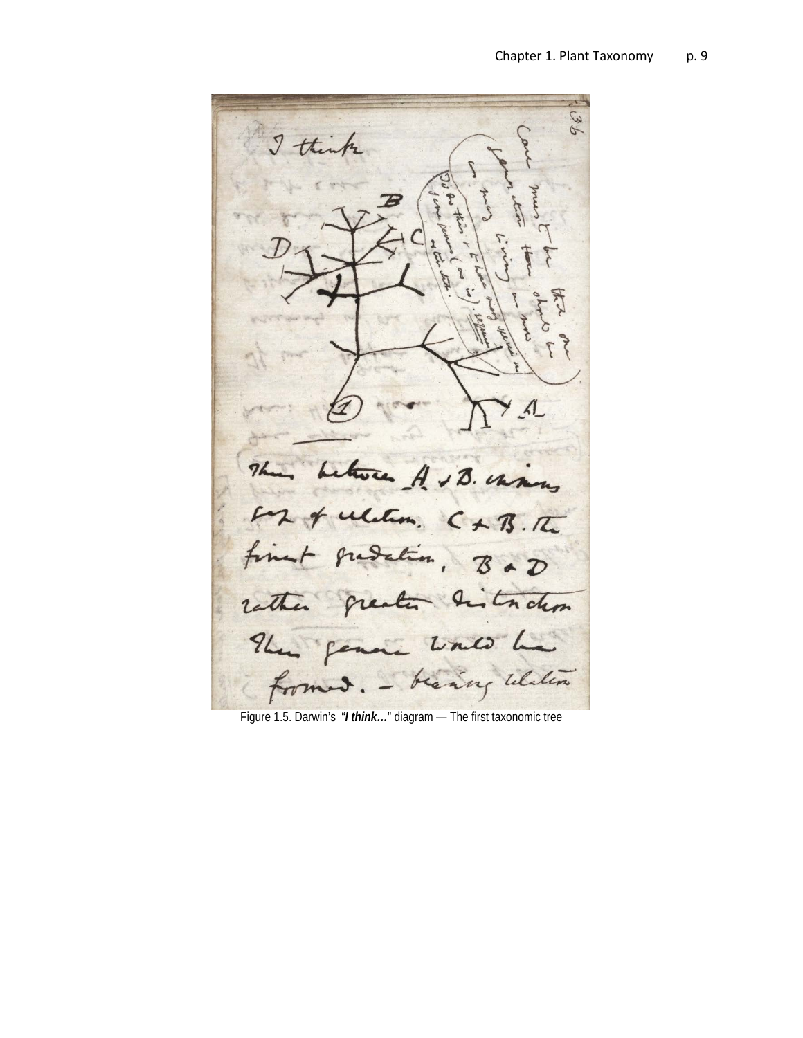Figure 1.5. Darwin's "***I think…***" diagram — The first taxonomic tree